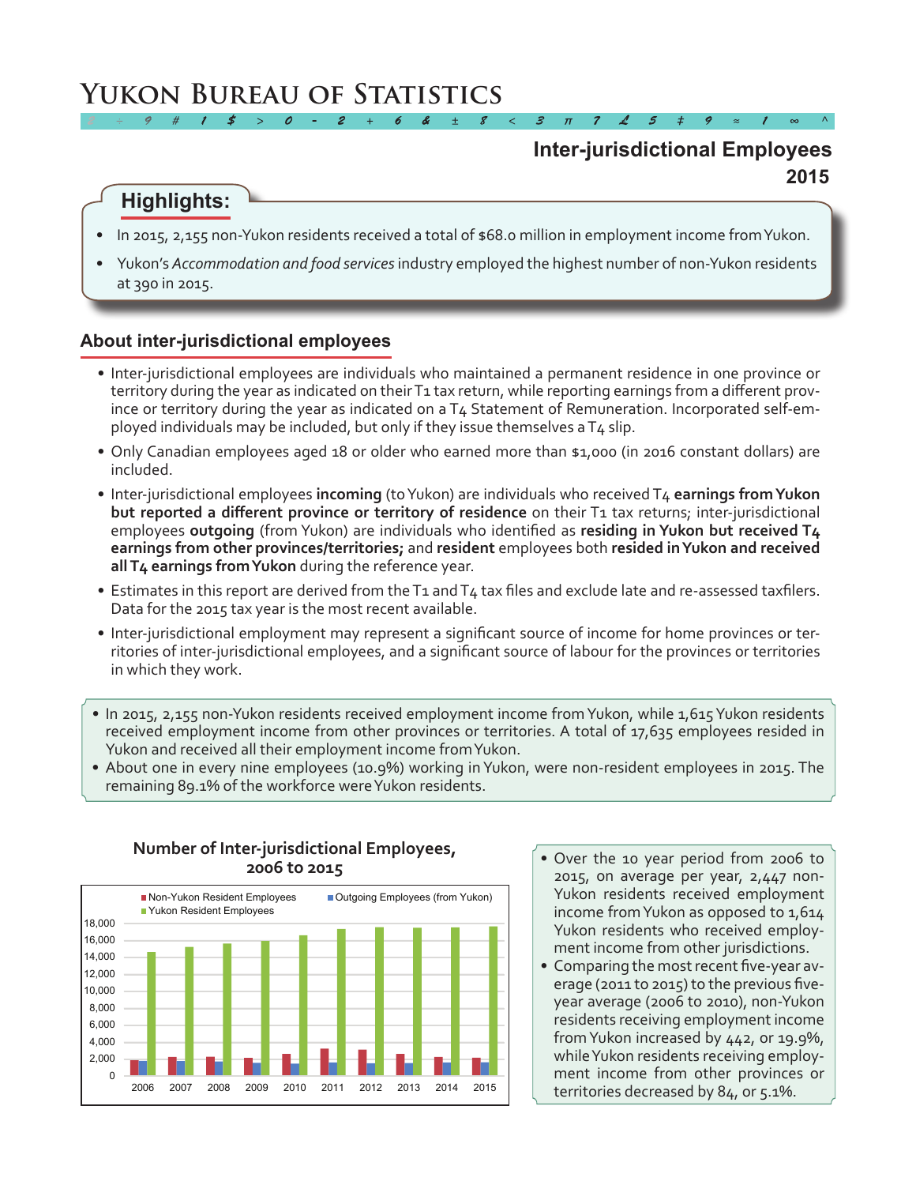# Yukon Bureau of Statistics

## Inter-jurisdictional Employees 2015

### Highlights:

- In 2015, 2,155 non-Yukon residents received a total of $68.0 million in employment income from Yukon.
- Yukon's *Accommodation and food services* industry employed the highest number of non-Yukon residents at 390 in 2015.

## About inter-jurisdictional employees

- Inter-jurisdictional employees are individuals who maintained a permanent residence in one province or territory during the year as indicated on their T1 tax return, while reporting earnings from a different province or territory during the year as indicated on a T4 Statement of Remuneration. Incorporated self-employed individuals may be included, but only if they issue themselves a T4 slip.
- Only Canadian employees aged 18 or older who earned more than $1,000 (in 2016 constant dollars) are included.
- Inter-jurisdictional employees **incoming** (to Yukon) are individuals who received T4 **earnings from Yukon but reported a different province or territory of residence** on their T1 tax returns; inter-jurisdictional employees **outgoing** (from Yukon) are individuals who identified as **residing in Yukon but received T4 earnings from other provinces/territories;** and **resident** employees both **resided in Yukon and received all T4 earnings from Yukon** during the reference year.
- Estimates in this report are derived from the T1 and T4 tax files and exclude late and re-assessed taxfilers. Data for the 2015 tax year is the most recent available.
- Inter-jurisdictional employment may represent a significant source of income for home provinces or territories of inter-jurisdictional employees, and a significant source of labour for the provinces or territories in which they work.

- In 2015, 2,155 non-Yukon residents received employment income from Yukon, while 1,615 Yukon residents received employment income from other provinces or territories. A total of 17,635 employees resided in Yukon and received all their employment income from Yukon.
- About one in every nine employees (10.9%) working in Yukon, were non-resident employees in 2015. The remaining 89.1% of the workforce were Yukon residents.

**Number of Inter-jurisdictional Employees, 2006 to 2015**

Legend: Non-Yukon Resident Employees; Outgoing Employees (from Yukon); Yukon Resident Employees

(Bar chart, years 2006 to 2015, y-axis 0 to 18,000)

- Over the 10 year period from 2006 to 2015, on average per year, 2,447 non-Yukon residents received employment income from Yukon as opposed to 1,614 Yukon residents who received employment income from other jurisdictions.
- Comparing the most recent five-year average (2011 to 2015) to the previous five-year average (2006 to 2010), non-Yukon residents receiving employment income from Yukon increased by 442, or 19.9%, while Yukon residents receiving employment income from other provinces or territories decreased by 84, or 5.1%.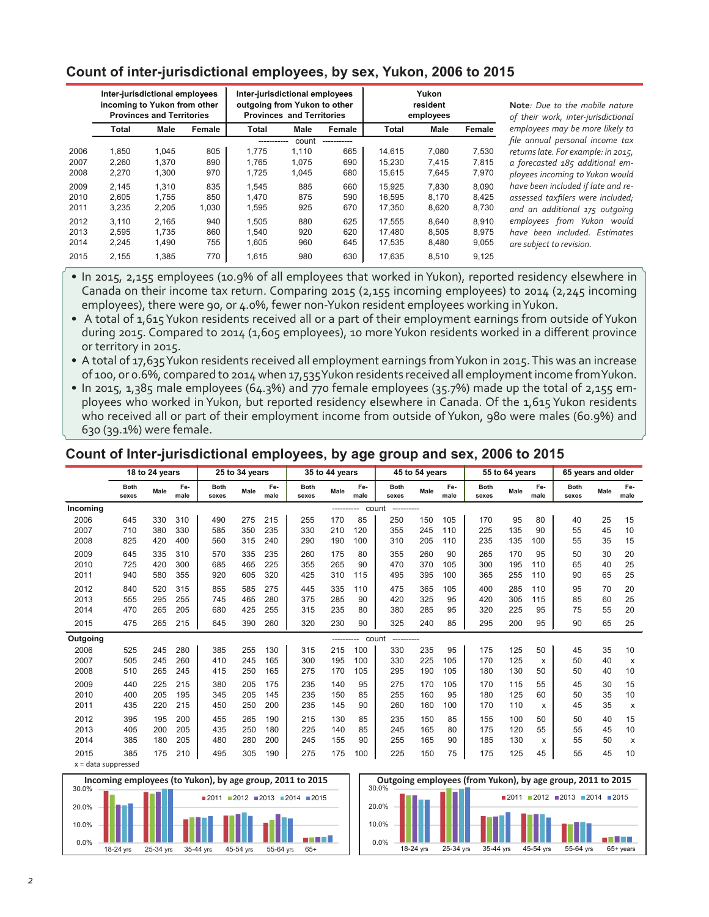## Count of inter-jurisdictional employees, by sex, Yukon, 2006 to 2015

| | Inter-jurisdictional employees incoming to Yukon from other Provinces and Territories | | | Inter-jurisdictional employees outgoing from Yukon to other Provinces and Territories | | | Yukon resident employees | | |
|---|---|---|---|---|---|---|---|---|---|
| | Total | Male | Female | Total | Male | Female | Total | Male | Female |
| | | | | ---------- count ---------- | | | | | |
| 2006 | 1,850 | 1,045 | 805 | 1,775 | 1,110 | 665 | 14,615 | 7,080 | 7,530 |
| 2007 | 2,260 | 1,370 | 890 | 1,765 | 1,075 | 690 | 15,230 | 7,415 | 7,815 |
| 2008 | 2,270 | 1,300 | 970 | 1,725 | 1,045 | 680 | 15,615 | 7,645 | 7,970 |
| 2009 | 2,145 | 1,310 | 835 | 1,545 | 885 | 660 | 15,925 | 7,830 | 8,090 |
| 2010 | 2,605 | 1,755 | 850 | 1,470 | 875 | 590 | 16,595 | 8,170 | 8,425 |
| 2011 | 3,235 | 2,205 | 1,030 | 1,595 | 925 | 670 | 17,350 | 8,620 | 8,730 |
| 2012 | 3,110 | 2,165 | 940 | 1,505 | 880 | 625 | 17,555 | 8,640 | 8,910 |
| 2013 | 2,595 | 1,735 | 860 | 1,540 | 920 | 620 | 17,480 | 8,505 | 8,975 |
| 2014 | 2,245 | 1,490 | 755 | 1,605 | 960 | 645 | 17,535 | 8,480 | 9,055 |
| 2015 | 2,155 | 1,385 | 770 | 1,615 | 980 | 630 | 17,635 | 8,510 | 9,125 |

**Note**: *Due to the mobile nature of their work, inter-jurisdictional employees may be more likely to file annual personal income tax returns late. For example: in 2015, a forecasted 185 additional employees incoming to Yukon would have been included if late and re-assessed taxfilers were included; and an additional 175 outgoing employees from Yukon would have been included. Estimates are subject to revision.*

- In 2015, 2,155 employees (10.9% of all employees that worked in Yukon), reported residency elsewhere in Canada on their income tax return. Comparing 2015 (2,155 incoming employees) to 2014 (2,245 incoming employees), there were 90, or 4.0%, fewer non-Yukon resident employees working in Yukon.
- A total of 1,615 Yukon residents received all or a part of their employment earnings from outside of Yukon during 2015. Compared to 2014 (1,605 employees), 10 more Yukon residents worked in a different province or territory in 2015.
- A total of 17,635 Yukon residents received all employment earnings from Yukon in 2015. This was an increase of 100, or 0.6%, compared to 2014 when 17,535 Yukon residents received all employment income from Yukon.
- In 2015, 1,385 male employees (64.3%) and 770 female employees (35.7%) made up the total of 2,155 employees who worked in Yukon, but reported residency elsewhere in Canada. Of the 1,615 Yukon residents who received all or part of their employment income from outside of Yukon, 980 were males (60.9%) and 630 (39.1%) were female.

## Count of Inter-jurisdictional employees, by age group and sex, 2006 to 2015

| | 18 to 24 years | | | 25 to 34 years | | | 35 to 44 years | | | 45 to 54 years | | | 55 to 64 years | | | 65 years and older | | |
|---|---|---|---|---|---|---|---|---|---|---|---|---|---|---|---|---|---|---|
| | Both sexes | Male | Female | Both sexes | Male | Female | Both sexes | Male | Female | Both sexes | Male | Female | Both sexes | Male | Female | Both sexes | Male | Female |
| **Incoming** | | | | | | | | | ---------- count ---------- | | | | | | | | | |
| 2006 | 645 | 330 | 310 | 490 | 275 | 215 | 255 | 170 | 85 | 250 | 150 | 105 | 170 | 95 | 80 | 40 | 25 | 15 |
| 2007 | 710 | 380 | 330 | 585 | 350 | 235 | 330 | 210 | 120 | 355 | 245 | 110 | 225 | 135 | 90 | 55 | 45 | 10 |
| 2008 | 825 | 420 | 400 | 560 | 315 | 240 | 290 | 190 | 100 | 310 | 205 | 110 | 235 | 135 | 100 | 55 | 35 | 15 |
| 2009 | 645 | 335 | 310 | 570 | 335 | 235 | 260 | 175 | 80 | 355 | 260 | 90 | 265 | 170 | 95 | 50 | 30 | 20 |
| 2010 | 725 | 420 | 300 | 685 | 465 | 225 | 355 | 265 | 90 | 470 | 370 | 105 | 300 | 195 | 110 | 65 | 40 | 25 |
| 2011 | 940 | 580 | 355 | 920 | 605 | 320 | 425 | 310 | 115 | 495 | 395 | 100 | 365 | 255 | 110 | 90 | 65 | 25 |
| 2012 | 840 | 520 | 315 | 855 | 585 | 275 | 445 | 335 | 110 | 475 | 365 | 105 | 400 | 285 | 110 | 95 | 70 | 20 |
| 2013 | 555 | 295 | 255 | 745 | 465 | 280 | 375 | 285 | 90 | 420 | 325 | 95 | 420 | 305 | 115 | 85 | 60 | 25 |
| 2014 | 470 | 265 | 205 | 680 | 425 | 255 | 315 | 235 | 80 | 380 | 285 | 95 | 320 | 225 | 95 | 75 | 55 | 20 |
| 2015 | 475 | 265 | 215 | 645 | 390 | 260 | 320 | 230 | 90 | 325 | 240 | 85 | 295 | 200 | 95 | 90 | 65 | 25 |
| **Outgoing** | | | | | | | | | ---------- count ---------- | | | | | | | | | |
| 2006 | 525 | 245 | 280 | 385 | 255 | 130 | 315 | 215 | 100 | 330 | 235 | 95 | 175 | 125 | 50 | 45 | 35 | 10 |
| 2007 | 505 | 245 | 260 | 410 | 245 | 165 | 300 | 195 | 100 | 330 | 225 | 105 | 170 | 125 | x | 50 | 40 | x |
| 2008 | 510 | 265 | 245 | 415 | 250 | 165 | 275 | 170 | 105 | 295 | 190 | 105 | 180 | 130 | 50 | 50 | 40 | 10 |
| 2009 | 440 | 225 | 215 | 380 | 205 | 175 | 235 | 140 | 95 | 275 | 170 | 105 | 170 | 115 | 55 | 45 | 30 | 15 |
| 2010 | 400 | 205 | 195 | 345 | 205 | 145 | 235 | 150 | 85 | 255 | 160 | 95 | 180 | 125 | 60 | 50 | 35 | 10 |
| 2011 | 435 | 220 | 215 | 450 | 250 | 200 | 235 | 145 | 90 | 260 | 160 | 100 | 170 | 110 | x | 45 | 35 | x |
| 2012 | 395 | 195 | 200 | 455 | 265 | 190 | 215 | 130 | 85 | 235 | 150 | 85 | 155 | 100 | 50 | 50 | 40 | 15 |
| 2013 | 405 | 200 | 205 | 435 | 250 | 180 | 225 | 140 | 85 | 245 | 165 | 80 | 175 | 120 | 55 | 55 | 45 | 10 |
| 2014 | 385 | 180 | 205 | 480 | 280 | 200 | 245 | 155 | 90 | 255 | 165 | 90 | 185 | 130 | x | 55 | 50 | x |
| 2015 | 385 | 175 | 210 | 495 | 305 | 190 | 275 | 175 | 100 | 225 | 150 | 75 | 175 | 125 | 45 | 55 | 45 | 10 |

x = data suppressed

Incoming employees (to Yukon), by age group, 2011 to 2015

Outgoing employees (from Yukon), by age group, 2011 to 2015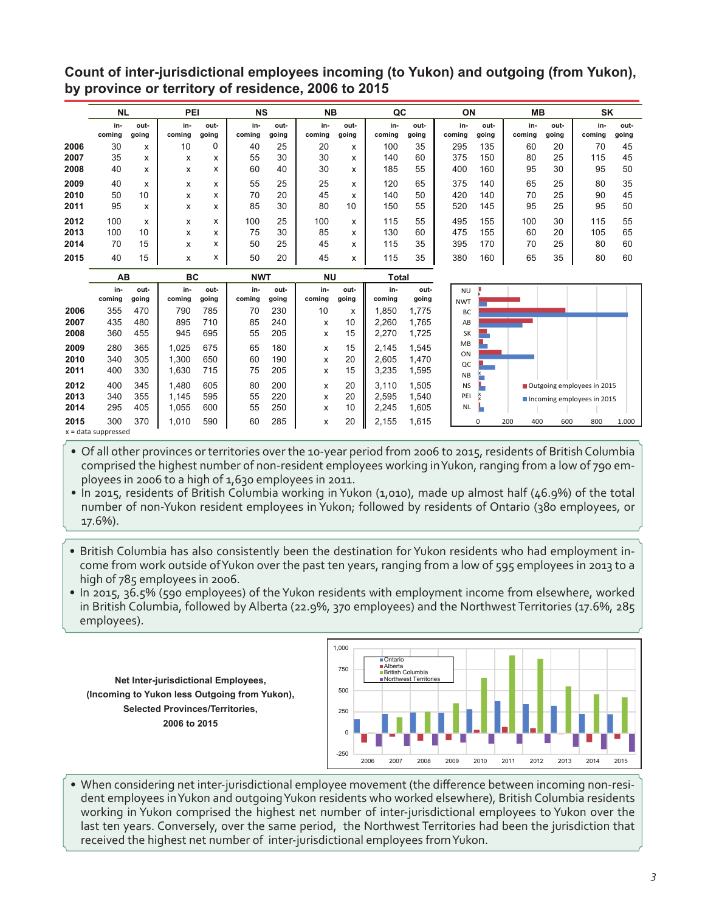## Count of inter-jurisdictional employees incoming (to Yukon) and outgoing (from Yukon), by province or territory of residence, 2006 to 2015

| | NL | | PEI | | NS | | NB | | QC | | ON | | MB | | SK | |
|---|---|---|---|---|---|---|---|---|---|---|---|---|---|---|---|---|
| | in-coming | out-going | in-coming | out-going | in-coming | out-going | in-coming | out-going | in-coming | out-going | in-coming | out-going | in-coming | out-going | in-coming | out-going |
| 2006 | 30 | x | 10 | 0 | 40 | 25 | 20 | x | 100 | 35 | 295 | 135 | 60 | 20 | 70 | 45 |
| 2007 | 35 | x | x | x | 55 | 30 | 30 | x | 140 | 60 | 375 | 150 | 80 | 25 | 115 | 45 |
| 2008 | 40 | x | x | x | 60 | 40 | 30 | x | 185 | 55 | 400 | 160 | 95 | 30 | 95 | 50 |
| 2009 | 40 | x | x | x | 55 | 25 | 25 | x | 120 | 65 | 375 | 140 | 65 | 25 | 80 | 35 |
| 2010 | 50 | 10 | x | x | 70 | 20 | 45 | x | 140 | 50 | 420 | 140 | 70 | 25 | 90 | 45 |
| 2011 | 95 | x | x | x | 85 | 30 | 80 | 10 | 150 | 55 | 520 | 145 | 95 | 25 | 95 | 50 |
| 2012 | 100 | x | x | x | 100 | 25 | 100 | x | 115 | 55 | 495 | 155 | 100 | 30 | 115 | 55 |
| 2013 | 100 | 10 | x | x | 75 | 30 | 85 | x | 130 | 60 | 475 | 155 | 60 | 20 | 105 | 65 |
| 2014 | 70 | 15 | x | x | 50 | 25 | 45 | x | 115 | 35 | 395 | 170 | 70 | 25 | 80 | 60 |
| 2015 | 40 | 15 | x | x | 50 | 20 | 45 | x | 115 | 35 | 380 | 160 | 65 | 35 | 80 | 60 |

| | AB | | BC | | NWT | | NU | | Total | |
|---|---|---|---|---|---|---|---|---|---|---|
| | in-coming | out-going | in-coming | out-going | in-coming | out-going | in-coming | out-going | in-coming | out-going |
| 2006 | 355 | 470 | 790 | 785 | 70 | 230 | 10 | x | 1,850 | 1,775 |
| 2007 | 435 | 480 | 895 | 710 | 85 | 240 | x | 10 | 2,260 | 1,765 |
| 2008 | 360 | 455 | 945 | 695 | 55 | 205 | x | 15 | 2,270 | 1,725 |
| 2009 | 280 | 365 | 1,025 | 675 | 65 | 180 | x | 15 | 2,145 | 1,545 |
| 2010 | 340 | 305 | 1,300 | 650 | 60 | 190 | x | 20 | 2,605 | 1,470 |
| 2011 | 400 | 330 | 1,630 | 715 | 75 | 205 | x | 15 | 3,235 | 1,595 |
| 2012 | 400 | 345 | 1,480 | 605 | 80 | 200 | x | 20 | 3,110 | 1,505 |
| 2013 | 340 | 355 | 1,145 | 595 | 55 | 220 | x | 20 | 2,595 | 1,540 |
| 2014 | 295 | 405 | 1,055 | 600 | 55 | 250 | x | 10 | 2,245 | 1,605 |
| 2015 | 300 | 370 | 1,010 | 590 | 60 | 285 | x | 20 | 2,155 | 1,615 |

x = data suppressed

- Of all other provinces or territories over the 10-year period from 2006 to 2015, residents of British Columbia comprised the highest number of non-resident employees working in Yukon, ranging from a low of 790 employees in 2006 to a high of 1,630 employees in 2011.
- In 2015, residents of British Columbia working in Yukon (1,010), made up almost half (46.9%) of the total number of non-Yukon resident employees in Yukon; followed by residents of Ontario (380 employees, or 17.6%).

- British Columbia has also consistently been the destination for Yukon residents who had employment income from work outside of Yukon over the past ten years, ranging from a low of 595 employees in 2013 to a high of 785 employees in 2006.
- In 2015, 36.5% (590 employees) of the Yukon residents with employment income from elsewhere, worked in British Columbia, followed by Alberta (22.9%, 370 employees) and the Northwest Territories (17.6%, 285 employees).

**Net Inter-jurisdictional Employees, (Incoming to Yukon less Outgoing from Yukon), Selected Provinces/Territories, 2006 to 2015**

- When considering net inter-jurisdictional employee movement (the difference between incoming non-resident employees in Yukon and outgoing Yukon residents who worked elsewhere), British Columbia residents working in Yukon comprised the highest net number of inter-jurisdictional employees to Yukon over the last ten years. Conversely, over the same period, the Northwest Territories had been the jurisdiction that received the highest net number of inter-jurisdictional employees from Yukon.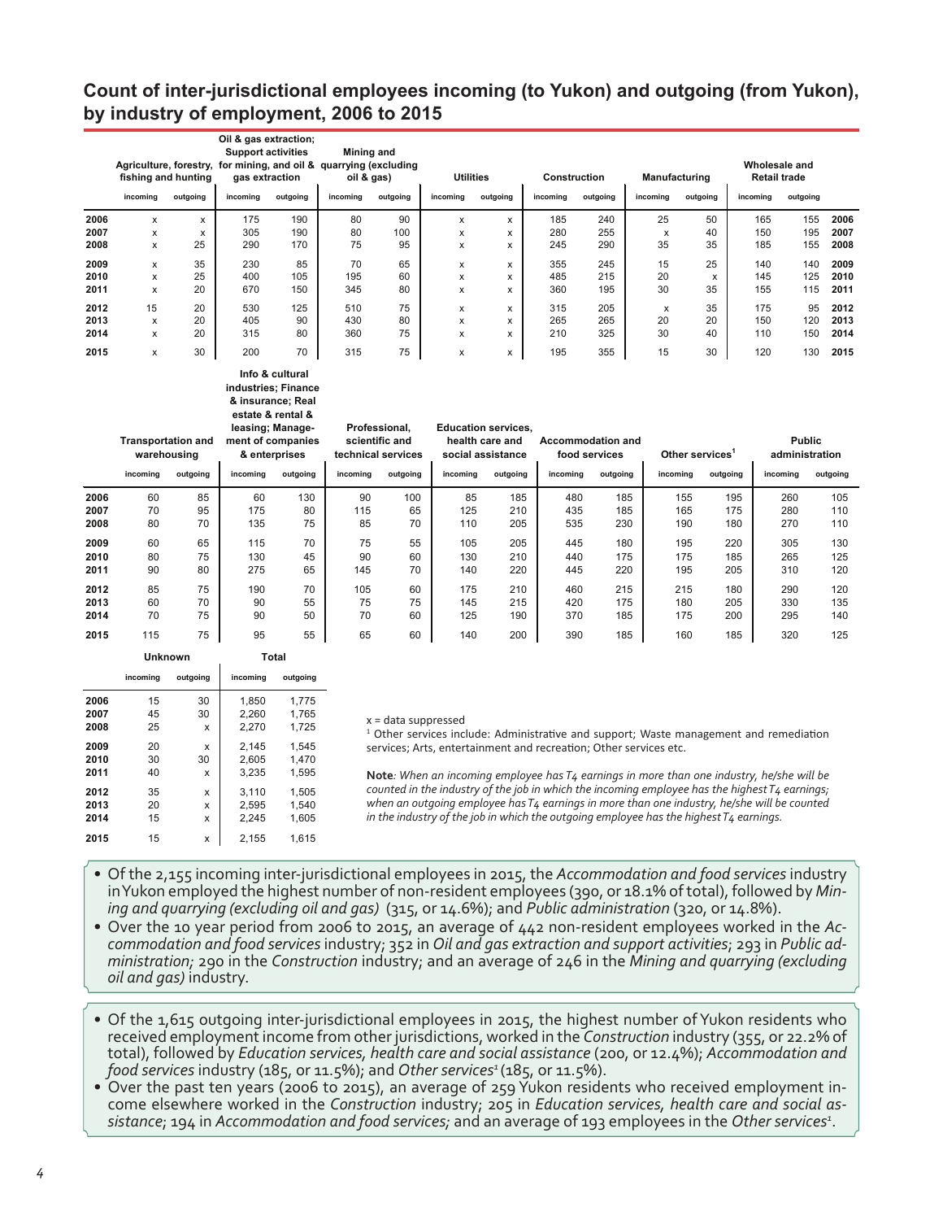## Count of inter-jurisdictional employees incoming (to Yukon) and outgoing (from Yukon), by industry of employment, 2006 to 2015

| | Agriculture, forestry, fishing and hunting | | Oil & gas extraction; Support activities for mining, and oil & gas extraction | | Mining and quarrying (excluding oil & gas) | | Utilities | | Construction | | Manufacturing | | Wholesale and Retail trade | | |
|---|---|---|---|---|---|---|---|---|---|---|---|---|---|---|---|
| | incoming | outgoing | incoming | outgoing | incoming | outgoing | incoming | outgoing | incoming | outgoing | incoming | outgoing | incoming | outgoing | |
| 2006 | x | x | 175 | 190 | 80 | 90 | x | x | 185 | 240 | 25 | 50 | 165 | 155 | 2006 |
| 2007 | x | x | 305 | 190 | 80 | 100 | x | x | 280 | 255 | x | 40 | 150 | 195 | 2007 |
| 2008 | x | 25 | 290 | 170 | 75 | 95 | x | x | 245 | 290 | 35 | 35 | 185 | 155 | 2008 |
| 2009 | x | 35 | 230 | 85 | 70 | 65 | x | x | 355 | 245 | 15 | 25 | 140 | 140 | 2009 |
| 2010 | x | 25 | 400 | 105 | 195 | 60 | x | x | 485 | 215 | 20 | x | 145 | 125 | 2010 |
| 2011 | x | 20 | 670 | 150 | 345 | 80 | x | x | 360 | 195 | 30 | 35 | 155 | 115 | 2011 |
| 2012 | 15 | 20 | 530 | 125 | 510 | 75 | x | x | 315 | 205 | x | 35 | 175 | 95 | 2012 |
| 2013 | x | 20 | 405 | 90 | 430 | 80 | x | x | 265 | 265 | 20 | 20 | 150 | 120 | 2013 |
| 2014 | x | 20 | 315 | 80 | 360 | 75 | x | x | 210 | 325 | 30 | 40 | 110 | 150 | 2014 |
| 2015 | x | 30 | 200 | 70 | 315 | 75 | x | x | 195 | 355 | 15 | 30 | 120 | 130 | 2015 |

| | Transportation and warehousing | | Info & cultural industries; Finance & insurance; Real estate & rental & leasing; Management of companies & enterprises | | Professional, scientific and technical services | | Education services, health care and social assistance | | Accommodation and food services | | Other services[1] | | Public administration | |
|---|---|---|---|---|---|---|---|---|---|---|---|---|---|---|
| | incoming | outgoing | incoming | outgoing | incoming | outgoing | incoming | outgoing | incoming | outgoing | incoming | outgoing | incoming | outgoing |
| 2006 | 60 | 85 | 60 | 130 | 90 | 100 | 85 | 185 | 480 | 185 | 155 | 195 | 260 | 105 |
| 2007 | 70 | 95 | 175 | 80 | 115 | 65 | 125 | 210 | 435 | 185 | 165 | 175 | 280 | 110 |
| 2008 | 80 | 70 | 135 | 75 | 85 | 70 | 110 | 205 | 535 | 230 | 190 | 180 | 270 | 110 |
| 2009 | 60 | 65 | 115 | 70 | 75 | 55 | 105 | 205 | 445 | 180 | 195 | 220 | 305 | 130 |
| 2010 | 80 | 75 | 130 | 45 | 90 | 60 | 130 | 210 | 440 | 175 | 175 | 185 | 265 | 125 |
| 2011 | 90 | 80 | 275 | 65 | 145 | 70 | 140 | 220 | 445 | 220 | 195 | 205 | 310 | 120 |
| 2012 | 85 | 75 | 190 | 70 | 105 | 60 | 175 | 210 | 460 | 215 | 215 | 180 | 290 | 120 |
| 2013 | 60 | 70 | 90 | 55 | 75 | 75 | 145 | 215 | 420 | 175 | 180 | 205 | 330 | 135 |
| 2014 | 70 | 75 | 90 | 50 | 70 | 60 | 125 | 190 | 370 | 185 | 175 | 200 | 295 | 140 |
| 2015 | 115 | 75 | 95 | 55 | 65 | 60 | 140 | 200 | 390 | 185 | 160 | 185 | 320 | 125 |

| | Unknown | | Total | |
|---|---|---|---|---|
| | incoming | outgoing | incoming | outgoing |
| 2006 | 15 | 30 | 1,850 | 1,775 |
| 2007 | 45 | 30 | 2,260 | 1,765 |
| 2008 | 25 | x | 2,270 | 1,725 |
| 2009 | 20 | x | 2,145 | 1,545 |
| 2010 | 30 | 30 | 2,605 | 1,470 |
| 2011 | 40 | x | 3,235 | 1,595 |
| 2012 | 35 | x | 3,110 | 1,505 |
| 2013 | 20 | x | 2,595 | 1,540 |
| 2014 | 15 | x | 2,245 | 1,605 |
| 2015 | 15 | x | 2,155 | 1,615 |

x = data suppressed

[1] Other services include: Administrative and support; Waste management and remediation services; Arts, entertainment and recreation; Other services etc.

**Note**: *When an incoming employee has T4 earnings in more than one industry, he/she will be counted in the industry of the job in which the incoming employee has the highest T4 earnings; when an outgoing employee has T4 earnings in more than one industry, he/she will be counted in the industry of the job in which the outgoing employee has the highest T4 earnings.*

- Of the 2,155 incoming inter-jurisdictional employees in 2015, the *Accommodation and food services* industry in Yukon employed the highest number of non-resident employees (390, or 18.1% of total), followed by *Mining and quarrying (excluding oil and gas)* (315, or 14.6%); and *Public administration* (320, or 14.8%).
- Over the 10 year period from 2006 to 2015, an average of 442 non-resident employees worked in the *Accommodation and food services* industry; 352 in *Oil and gas extraction and support activities*; 293 in *Public administration;* 290 in the *Construction* industry; and an average of 246 in the *Mining and quarrying (excluding oil and gas)* industry.

- Of the 1,615 outgoing inter-jurisdictional employees in 2015, the highest number of Yukon residents who received employment income from other jurisdictions, worked in the *Construction* industry (355, or 22.2% of total), followed by *Education services, health care and social assistance* (200, or 12.4%); *Accommodation and food services* industry (185, or 11.5%); and *Other services*[1] (185, or 11.5%).
- Over the past ten years (2006 to 2015), an average of 259 Yukon residents who received employment income elsewhere worked in the *Construction* industry; 205 in *Education services, health care and social assistance*; 194 in *Accommodation and food services;* and an average of 193 employees in the *Other services*[1].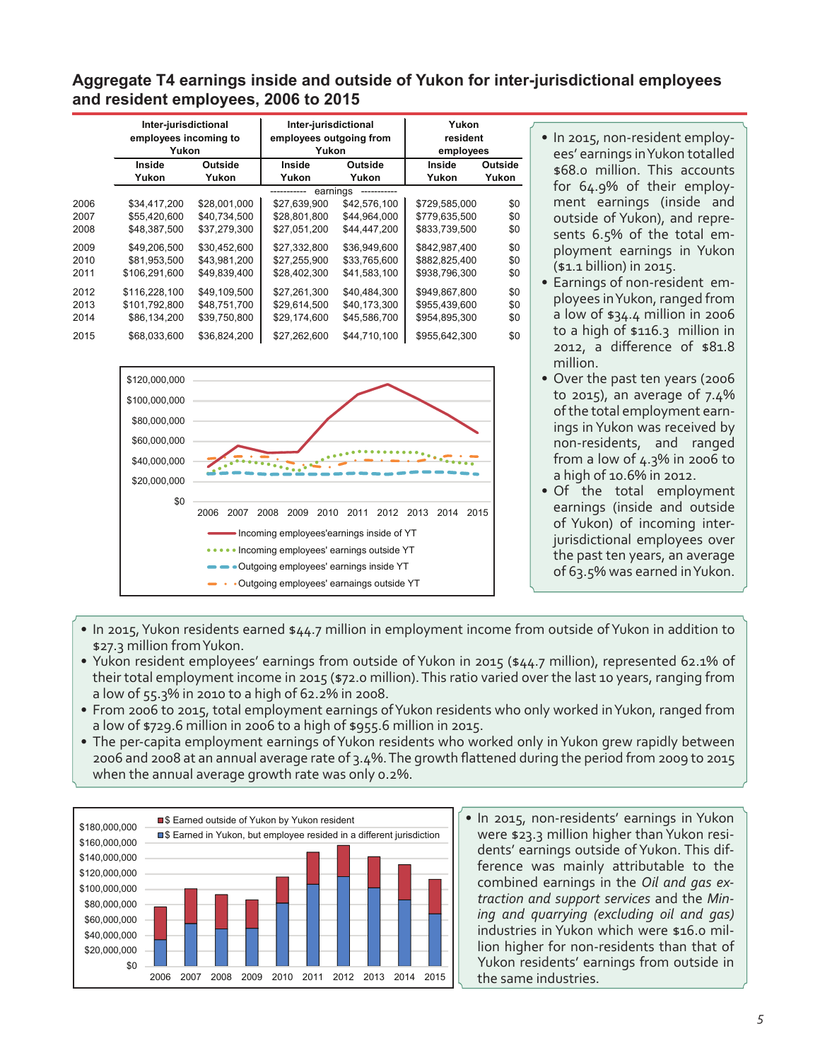## Aggregate T4 earnings inside and outside of Yukon for inter-jurisdictional employees and resident employees, 2006 to 2015

| | Inter-jurisdictional employees incoming to Yukon | | Inter-jurisdictional employees outgoing from Yukon | | Yukon resident employees | |
|---|---|---|---|---|---|---|
| | Inside Yukon | Outside Yukon | Inside Yukon | Outside Yukon | Inside Yukon | Outside Yukon |
| | | | ---------- earnings ---------- | | | |
| 2006 | $34,417,200 | $28,001,000 | $27,639,900 | $42,576,100 | $729,585,000 | $0 |
| 2007 | $55,420,600 | $40,734,500 | $28,801,800 | $44,964,000 | $779,635,500 | $0 |
| 2008 | $48,387,500 | $37,279,300 | $27,051,200 | $44,447,200 | $833,739,500 | $0 |
| 2009 | $49,206,500 | $30,452,600 | $27,332,800 | $36,949,600 | $842,987,400 | $0 |
| 2010 | $81,953,500 | $43,981,200 | $27,255,900 | $33,765,600 | $882,825,400 | $0 |
| 2011 | $106,291,600 | $49,839,400 | $28,402,300 | $41,583,100 | $938,796,300 | $0 |
| 2012 | $116,228,100 | $49,109,500 | $27,261,300 | $40,484,300 | $949,867,800 | $0 |
| 2013 | $101,792,800 | $48,751,700 | $29,614,500 | $40,173,300 | $955,439,600 | $0 |
| 2014 | $86,134,200 | $39,750,800 | $29,174,600 | $45,586,700 | $954,895,300 | $0 |
| 2015 | $68,033,600 | $36,824,200 | $27,262,600 | $44,710,100 | $955,642,300 | $0 |

- In 2015, non-resident employees' earnings in Yukon totalled $68.0 million. This accounts for 64.9% of their employment earnings (inside and outside of Yukon), and represents 6.5% of the total employment earnings in Yukon ($1.1 billion) in 2015.
- Earnings of non-resident employees in Yukon, ranged from a low of $34.4 million in 2006 to a high of $116.3 million in 2012, a difference of $81.8 million.
- Over the past ten years (2006 to 2015), an average of 7.4% of the total employment earnings in Yukon was received by non-residents, and ranged from a low of 4.3% in 2006 to a high of 10.6% in 2012.
- Of the total employment earnings (inside and outside of Yukon) of incoming inter-jurisdictional employees over the past ten years, an average of 63.5% was earned in Yukon.

- In 2015, Yukon residents earned $44.7 million in employment income from outside of Yukon in addition to $27.3 million from Yukon.
- Yukon resident employees' earnings from outside of Yukon in 2015 ($44.7 million), represented 62.1% of their total employment income in 2015 ($72.0 million). This ratio varied over the last 10 years, ranging from a low of 55.3% in 2010 to a high of 62.2% in 2008.
- From 2006 to 2015, total employment earnings of Yukon residents who only worked in Yukon, ranged from a low of $729.6 million in 2006 to a high of $955.6 million in 2015.
- The per-capita employment earnings of Yukon residents who worked only in Yukon grew rapidly between 2006 and 2008 at an annual average rate of 3.4%. The growth flattened during the period from 2009 to 2015 when the annual average growth rate was only 0.2%.

- In 2015, non-residents' earnings in Yukon were $23.3 million higher than Yukon residents' earnings outside of Yukon. This difference was mainly attributable to the combined earnings in the *Oil and gas extraction and support services* and the *Mining and quarrying (excluding oil and gas)* industries in Yukon which were $16.0 million higher for non-residents than that of Yukon residents' earnings from outside in the same industries.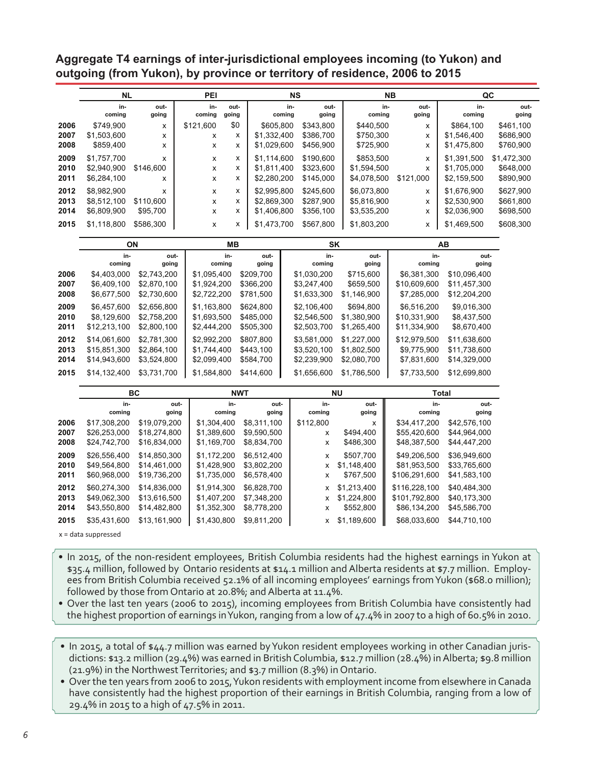**Aggregate T4 earnings of inter-jurisdictional employees incoming (to Yukon) and outgoing (from Yukon), by province or territory of residence, 2006 to 2015**

| | NL | | PEI | | NS | | NB | | QC | |
|---|---|---|---|---|---|---|---|---|---|---|
| | in-coming | out-going | in-coming | out-going | in-coming | out-going | in-coming | out-going | in-coming | out-going |
| 2006 | $749,900 | x | $121,600 | $0 | $605,800 | $343,800 | $440,500 | x | $864,100 | $461,100 |
| 2007 | $1,503,600 | x | x | x | $1,332,400 | $386,700 | $750,300 | x | $1,546,400 | $686,900 |
| 2008 | $859,400 | x | x | x | $1,029,600 | $456,900 | $725,900 | x | $1,475,800 | $760,900 |
| 2009 | $1,757,700 | x | x | x | $1,114,600 | $190,600 | $853,500 | x | $1,391,500 | $1,472,300 |
| 2010 | $2,940,900 | $146,600 | x | x | $1,811,400 | $323,600 | $1,594,500 | x | $1,705,000 | $648,000 |
| 2011 | $6,284,100 | x | x | x | $2,280,200 | $145,000 | $4,078,500 | $121,000 | $2,159,500 | $890,900 |
| 2012 | $8,982,900 | x | x | x | $2,995,800 | $245,600 | $6,073,800 | x | $1,676,900 | $627,900 |
| 2013 | $8,512,100 | $110,600 | x | x | $2,869,300 | $287,900 | $5,816,900 | x | $2,530,900 | $661,800 |
| 2014 | $6,809,900 | $95,700 | x | x | $1,406,800 | $356,100 | $3,535,200 | x | $2,036,900 | $698,500 |
| 2015 | $1,118,800 | $586,300 | x | x | $1,473,700 | $567,800 | $1,803,200 | x | $1,469,500 | $608,300 |

| | ON | | MB | | SK | | AB | |
|---|---|---|---|---|---|---|---|---|
| | in-coming | out-going | in-coming | out-going | in-coming | out-going | in-coming | out-going |
| 2006 | $4,403,000 | $2,743,200 | $1,095,400 | $209,700 | $1,030,200 | $715,600 | $6,381,300 | $10,096,400 |
| 2007 | $6,409,100 | $2,870,100 | $1,924,200 | $366,200 | $3,247,400 | $659,500 | $10,609,600 | $11,457,300 |
| 2008 | $6,677,500 | $2,730,600 | $2,722,200 | $781,500 | $1,633,300 | $1,146,900 | $7,285,000 | $12,204,200 |
| 2009 | $6,457,600 | $2,656,800 | $1,163,800 | $624,800 | $2,106,400 | $694,800 | $6,516,200 | $9,016,300 |
| 2010 | $8,129,600 | $2,758,200 | $1,693,500 | $485,000 | $2,546,500 | $1,380,900 | $10,331,900 | $8,437,500 |
| 2011 | $12,213,100 | $2,800,100 | $2,444,200 | $505,300 | $2,503,700 | $1,265,400 | $11,334,900 | $8,670,400 |
| 2012 | $14,061,600 | $2,781,300 | $2,992,200 | $807,800 | $3,581,000 | $1,227,000 | $12,979,500 | $11,638,600 |
| 2013 | $15,851,300 | $2,864,100 | $1,744,400 | $443,100 | $3,520,100 | $1,802,500 | $9,775,900 | $11,738,600 |
| 2014 | $14,943,600 | $3,524,800 | $2,099,400 | $584,700 | $2,239,900 | $2,080,700 | $7,831,600 | $14,329,000 |
| 2015 | $14,132,400 | $3,731,700 | $1,584,800 | $414,600 | $1,656,600 | $1,786,500 | $7,733,500 | $12,699,800 |

| | BC | | NWT | | NU | | Total | |
|---|---|---|---|---|---|---|---|---|
| | in-coming | out-going | in-coming | out-going | in-coming | out-going | in-coming | out-going |
| 2006 | $17,308,200 | $19,079,200 | $1,304,400 | $8,311,100 | $112,800 | x | $34,417,200 | $42,576,100 |
| 2007 | $26,253,000 | $18,274,800 | $1,389,600 | $9,590,500 | x | $494,400 | $55,420,600 | $44,964,000 |
| 2008 | $24,742,700 | $16,834,000 | $1,169,700 | $8,834,700 | x | $486,300 | $48,387,500 | $44,447,200 |
| 2009 | $26,556,400 | $14,850,300 | $1,172,200 | $6,512,400 | x | $507,700 | $49,206,500 | $36,949,600 |
| 2010 | $49,564,800 | $14,461,000 | $1,428,900 | $3,802,200 | x | $1,148,400 | $81,953,500 | $33,765,600 |
| 2011 | $60,968,000 | $19,736,200 | $1,735,000 | $6,578,400 | x | $767,500 | $106,291,600 | $41,583,100 |
| 2012 | $60,274,300 | $14,836,000 | $1,914,300 | $6,828,700 | x | $1,213,400 | $116,228,100 | $40,484,300 |
| 2013 | $49,062,300 | $13,616,500 | $1,407,200 | $7,348,200 | x | $1,224,800 | $101,792,800 | $40,173,300 |
| 2014 | $43,550,800 | $14,482,800 | $1,352,300 | $8,778,200 | x | $552,800 | $86,134,200 | $45,586,700 |
| 2015 | $35,431,600 | $13,161,900 | $1,430,800 | $9,811,200 | x | $1,189,600 | $68,033,600 | $44,710,100 |

x = data suppressed

- In 2015, of the non-resident employees, British Columbia residents had the highest earnings in Yukon at $35.4 million, followed by Ontario residents at $14.1 million and Alberta residents at $7.7 million. Employees from British Columbia received 52.1% of all incoming employees' earnings from Yukon ($68.0 million); followed by those from Ontario at 20.8%; and Alberta at 11.4%.
- Over the last ten years (2006 to 2015), incoming employees from British Columbia have consistently had the highest proportion of earnings in Yukon, ranging from a low of 47.4% in 2007 to a high of 60.5% in 2010.

- In 2015, a total of $44.7 million was earned by Yukon resident employees working in other Canadian jurisdictions: $13.2 million (29.4%) was earned in British Columbia, $12.7 million (28.4%) in Alberta; $9.8 million (21.9%) in the Northwest Territories; and $3.7 million (8.3%) in Ontario.
- Over the ten years from 2006 to 2015, Yukon residents with employment income from elsewhere in Canada have consistently had the highest proportion of their earnings in British Columbia, ranging from a low of 29.4% in 2015 to a high of 47.5% in 2011.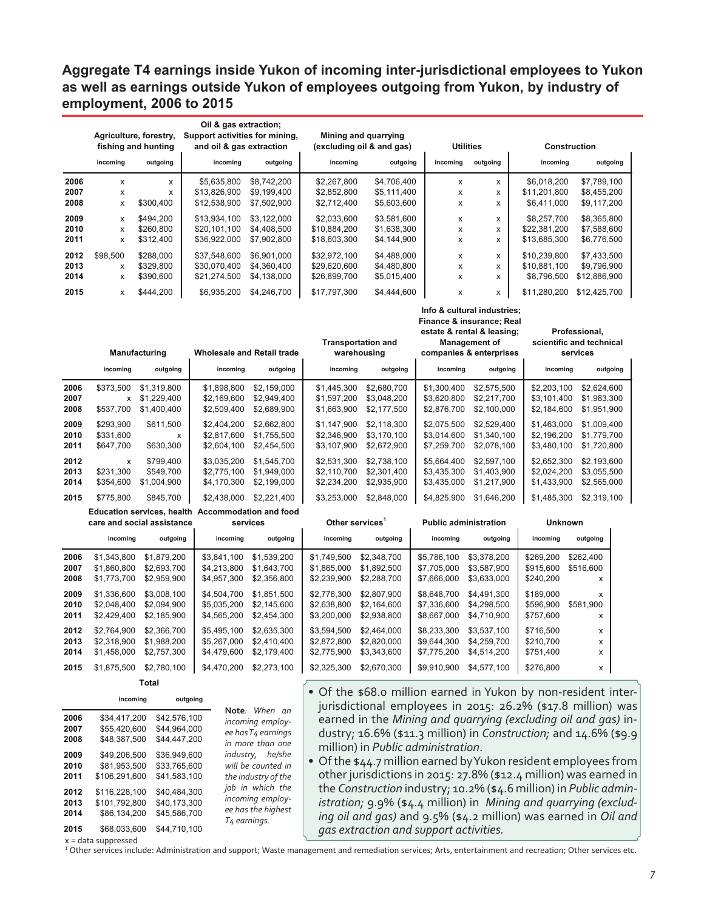## Aggregate T4 earnings inside Yukon of incoming inter-jurisdictional employees to Yukon as well as earnings outside Yukon of employees outgoing from Yukon, by industry of employment, 2006 to 2015

| | Agriculture, forestry, fishing and hunting | | Oil & gas extraction; Support activities for mining, and oil & gas extraction | | Mining and quarrying (excluding oil & and gas) | | Utilities | | Construction | |
|---|---|---|---|---|---|---|---|---|---|---|
| | incoming | outgoing | incoming | outgoing | incoming | outgoing | incoming | outgoing | incoming | outgoing |
| 2006 | x | x | $5,635,800 | $8,742,200 | $2,267,800 | $4,706,400 | x | x | $6,018,200 | $7,789,100 |
| 2007 | x | x | $13,826,900 | $9,199,400 | $2,852,800 | $5,111,400 | x | x | $11,201,800 | $8,455,200 |
| 2008 | x | $300,400 | $12,538,900 | $7,502,900 | $2,712,400 | $5,603,600 | x | x | $6,411,000 | $9,117,200 |
| 2009 | x | $494,200 | $13,934,100 | $3,122,000 | $2,033,600 | $3,581,600 | x | x | $8,257,700 | $8,365,800 |
| 2010 | x | $260,800 | $20,101,100 | $4,408,500 | $10,884,200 | $1,638,300 | x | x | $22,381,200 | $7,588,600 |
| 2011 | x | $312,400 | $36,922,000 | $7,902,800 | $18,603,300 | $4,144,900 | x | x | $13,685,300 | $6,776,500 |
| 2012 | $98,500 | $288,000 | $37,548,600 | $6,901,000 | $32,972,100 | $4,488,000 | x | x | $10,239,800 | $7,433,500 |
| 2013 | x | $329,800 | $30,070,400 | $4,360,400 | $29,620,600 | $4,480,800 | x | x | $10,881,100 | $9,796,900 |
| 2014 | x | $390,600 | $21,274,500 | $4,138,000 | $26,899,700 | $5,015,400 | x | x | $8,796,500 | $12,886,900 |
| 2015 | x | $444,200 | $6,935,200 | $4,246,700 | $17,797,300 | $4,444,600 | x | x | $11,280,200 | $12,425,700 |

| | Manufacturing | | Wholesale and Retail trade | | Transportation and warehousing | | Info & cultural industries; Finance & insurance; Real estate & rental & leasing; Management of companies & enterprises | | Professional, scientific and technical services | |
|---|---|---|---|---|---|---|---|---|---|---|
| | incoming | outgoing | incoming | outgoing | incoming | outgoing | incoming | outgoing | incoming | outgoing |
| 2006 | $373,500 | $1,319,800 | $1,898,800 | $2,159,000 | $1,445,300 | $2,680,700 | $1,300,400 | $2,575,500 | $2,203,100 | $2,624,600 |
| 2007 | x | $1,229,400 | $2,169,600 | $2,949,400 | $1,597,200 | $3,048,200 | $3,620,800 | $2,217,700 | $3,101,400 | $1,983,300 |
| 2008 | $537,700 | $1,400,400 | $2,509,400 | $2,689,900 | $1,663,900 | $2,177,500 | $2,876,700 | $2,100,000 | $2,184,600 | $1,951,900 |
| 2009 | $293,900 | $611,500 | $2,404,200 | $2,662,800 | $1,147,900 | $2,118,300 | $2,075,500 | $2,529,400 | $1,463,000 | $1,009,400 |
| 2010 | $331,600 | x | $2,817,600 | $1,755,500 | $2,346,900 | $3,170,100 | $3,014,600 | $1,340,100 | $2,196,200 | $1,779,700 |
| 2011 | $647,700 | $630,300 | $2,604,100 | $2,454,500 | $3,107,900 | $2,672,900 | $7,259,700 | $2,078,100 | $3,480,100 | $1,720,800 |
| 2012 | x | $799,400 | $3,035,200 | $1,545,700 | $2,531,300 | $2,738,100 | $5,664,400 | $2,597,100 | $2,652,300 | $2,193,600 |
| 2013 | $231,300 | $549,700 | $2,775,100 | $1,949,000 | $2,110,700 | $2,301,400 | $3,435,300 | $1,403,900 | $2,024,200 | $3,055,500 |
| 2014 | $354,600 | $1,004,900 | $4,170,300 | $2,199,000 | $2,234,200 | $2,935,900 | $3,435,000 | $1,217,900 | $1,433,900 | $2,565,000 |
| 2015 | $775,800 | $845,700 | $2,438,000 | $2,221,400 | $3,253,000 | $2,848,000 | $4,825,900 | $1,646,200 | $1,485,300 | $2,319,100 |

| | Education services, health care and social assistance | | Accommodation and food services | | Other services[1] | | Public administration | | Unknown | |
|---|---|---|---|---|---|---|---|---|---|---|
| | incoming | outgoing | incoming | outgoing | incoming | outgoing | incoming | outgoing | incoming | outgoing |
| 2006 | $1,343,800 | $1,879,200 | $3,841,100 | $1,539,200 | $1,749,500 | $2,348,700 | $5,786,100 | $3,378,200 | $269,200 | $262,400 |
| 2007 | $1,860,800 | $2,693,700 | $4,213,800 | $1,643,700 | $1,865,000 | $1,892,500 | $7,705,000 | $3,587,900 | $915,600 | $516,600 |
| 2008 | $1,773,700 | $2,959,900 | $4,957,300 | $2,356,800 | $2,239,900 | $2,288,700 | $7,666,000 | $3,633,000 | $240,200 | x |
| 2009 | $1,336,600 | $3,008,100 | $4,504,700 | $1,851,500 | $2,776,300 | $2,807,900 | $8,648,700 | $4,491,300 | $189,000 | x |
| 2010 | $2,048,400 | $2,094,900 | $5,035,200 | $2,145,600 | $2,638,800 | $2,164,600 | $7,336,600 | $4,298,500 | $596,900 | $581,900 |
| 2011 | $2,429,400 | $2,185,900 | $4,565,200 | $2,454,300 | $3,200,000 | $2,938,800 | $8,667,000 | $4,710,900 | $757,600 | x |
| 2012 | $2,764,900 | $2,366,700 | $5,495,100 | $2,635,300 | $3,594,500 | $2,464,000 | $8,233,300 | $3,537,100 | $716,500 | x |
| 2013 | $2,318,900 | $1,988,200 | $5,267,000 | $2,410,400 | $2,872,800 | $2,820,000 | $9,644,300 | $4,259,700 | $210,700 | x |
| 2014 | $1,458,000 | $2,757,300 | $4,479,600 | $2,179,400 | $2,775,900 | $3,343,600 | $7,775,200 | $4,514,200 | $751,400 | x |
| 2015 | $1,875,500 | $2,780,100 | $4,470,200 | $2,273,100 | $2,325,300 | $2,670,300 | $9,910,900 | $4,577,100 | $276,800 | x |

| | Total | |
|---|---|---|
| | incoming | outgoing |
| 2006 | $34,417,200 | $42,576,100 |
| 2007 | $55,420,600 | $44,964,000 |
| 2008 | $48,387,500 | $44,447,200 |
| 2009 | $49,206,500 | $36,949,600 |
| 2010 | $81,953,500 | $33,765,600 |
| 2011 | $106,291,600 | $41,583,100 |
| 2012 | $116,228,100 | $40,484,300 |
| 2013 | $101,792,800 | $40,173,300 |
| 2014 | $86,134,200 | $45,586,700 |
| 2015 | $68,033,600 | $44,710,100 |

x = data suppressed

**Note**: *When an incoming employee has T4 earnings in more than one industry, he/she will be counted in the industry of the job in which the incoming employee has the highest T4 earnings.*

- Of the $68.0 million earned in Yukon by non-resident inter-jurisdictional employees in 2015: 26.2% ($17.8 million) was earned in the *Mining and quarrying (excluding oil and gas)* industry; 16.6% ($11.3 million) in *Construction;* and 14.6% ($9.9 million) in *Public administration*.
- Of the $44.7 million earned by Yukon resident employees from other jurisdictions in 2015: 27.8% ($12.4 million) was earned in the *Construction* industry; 10.2% ($4.6 million) in *Public administration;* 9.9% ($4.4 million) in *Mining and quarrying (excluding oil and gas)* and 9.5% ($4.2 million) was earned in *Oil and gas extraction and support activities.*

[1] Other services include: Administration and support; Waste management and remediation services; Arts, entertainment and recreation; Other services etc.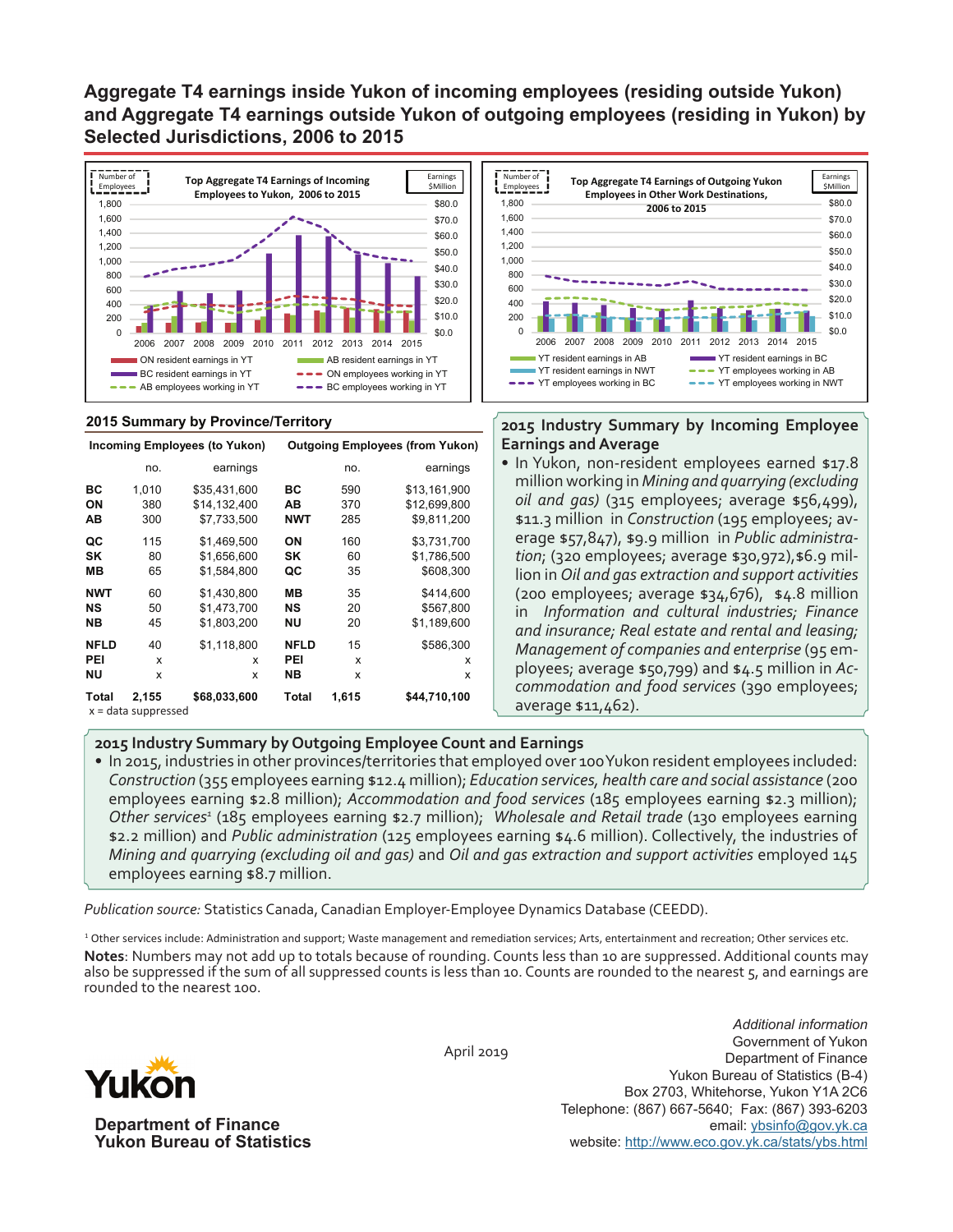# Aggregate T4 earnings inside Yukon of incoming employees (residing outside Yukon) and Aggregate T4 earnings outside Yukon of outgoing employees (residing in Yukon) by Selected Jurisdictions, 2006 to 2015

Top Aggregate T4 Earnings of Incoming Employees to Yukon, 2006 to 2015

Number of Employees

Earnings $Million

1,800
1,600
1,400
1,200
1,000
800
600
400
200
0

$80.0
$70.0
$60.0
$50.0
$40.0
$30.0
$20.0
$10.0
$0.0

2006 2007 2008 2009 2010 2011 2012 2013 2014 2015

ON resident earnings in YT
AB resident earnings in YT
BC resident earnings in YT
ON employees working in YT
AB employees working in YT
BC employees working in YT

Top Aggregate T4 Earnings of Outgoing Yukon Employees in Other Work Destinations, 2006 to 2015

Number of Employees

Earnings $Million

1,800
1,600
1,400
1,200
1,000
800
600
400
200
0

$80.0
$70.0
$60.0
$50.0
$40.0
$30.0
$20.0
$10.0
$0.0

2006 2007 2008 2009 2010 2011 2012 2013 2014 2015

YT resident earnings in AB
YT resident earnings in BC
YT resident earnings in NWT
YT employees working in AB
YT employees working in BC
YT employees working in NWT

## 2015 Summary by Province/Territory

| Incoming Employees (to Yukon) | | | Outgoing Employees (from Yukon) | | |
|---|---|---|---|---|---|
| | no. | earnings | | no. | earnings |
| **BC** | 1,010 | $35,431,600 | **BC** | 590 | $13,161,900 |
| **ON** | 380 | $14,132,400 | **AB** | 370 | $12,699,800 |
| **AB** | 300 | $7,733,500 | **NWT** | 285 | $9,811,200 |
| **QC** | 115 | $1,469,500 | **ON** | 160 | $3,731,700 |
| **SK** | 80 | $1,656,600 | **SK** | 60 | $1,786,500 |
| **MB** | 65 | $1,584,800 | **QC** | 35 | $608,300 |
| **NWT** | 60 | $1,430,800 | **MB** | 35 | $414,600 |
| **NS** | 50 | $1,473,700 | **NS** | 20 | $567,800 |
| **NB** | 45 | $1,803,200 | **NU** | 20 | $1,189,600 |
| **NFLD** | 40 | $1,118,800 | **NFLD** | 15 | $586,300 |
| **PEI** | x | x | **PEI** | x | x |
| **NU** | x | x | **NB** | x | x |
| **Total** | **2,155** | **$68,033,600** | **Total** | **1,615** | **$44,710,100** |

x = data suppressed

## 2015 Industry Summary by Incoming Employee Earnings and Average

- In Yukon, non-resident employees earned $17.8 million working in *Mining and quarrying (excluding oil and gas)* (315 employees; average $56,499), $11.3 million in *Construction* (195 employees; average $57,847), $9.9 million in *Public administration*; (320 employees; average $30,972), $6.9 million in *Oil and gas extraction and support activities* (200 employees; average $34,676), $4.8 million in *Information and cultural industries; Finance and insurance; Real estate and rental and leasing; Management of companies and enterprise* (95 employees; average $50,799) and $4.5 million in *Accommodation and food services* (390 employees; average $11,462).

## 2015 Industry Summary by Outgoing Employee Count and Earnings

- In 2015, industries in other provinces/territories that employed over 100 Yukon resident employees included: *Construction* (355 employees earning $12.4 million); *Education services, health care and social assistance* (200 employees earning $2.8 million); *Accommodation and food services* (185 employees earning $2.3 million); *Other services*[1] (185 employees earning $2.7 million); *Wholesale and Retail trade* (130 employees earning $2.2 million) and *Public administration* (125 employees earning $4.6 million). Collectively, the industries of *Mining and quarrying (excluding oil and gas)* and *Oil and gas extraction and support activities* employed 145 employees earning $8.7 million.

*Publication source:* Statistics Canada, Canadian Employer-Employee Dynamics Database (CEEDD).

[1] Other services include: Administration and support; Waste management and remediation services; Arts, entertainment and recreation; Other services etc.

**Notes**: Numbers may not add up to totals because of rounding. Counts less than 10 are suppressed. Additional counts may also be suppressed if the sum of all suppressed counts is less than 10. Counts are rounded to the nearest 5, and earnings are rounded to the nearest 100.

Yukon

**Department of Finance**
**Yukon Bureau of Statistics**

April 2019

*Additional information*
Government of Yukon
Department of Finance
Yukon Bureau of Statistics (B-4)
Box 2703, Whitehorse, Yukon Y1A 2C6
Telephone: (867) 667-5640; Fax: (867) 393-6203
email: ybsinfo@gov.yk.ca
website: http://www.eco.gov.yk.ca/stats/ybs.html